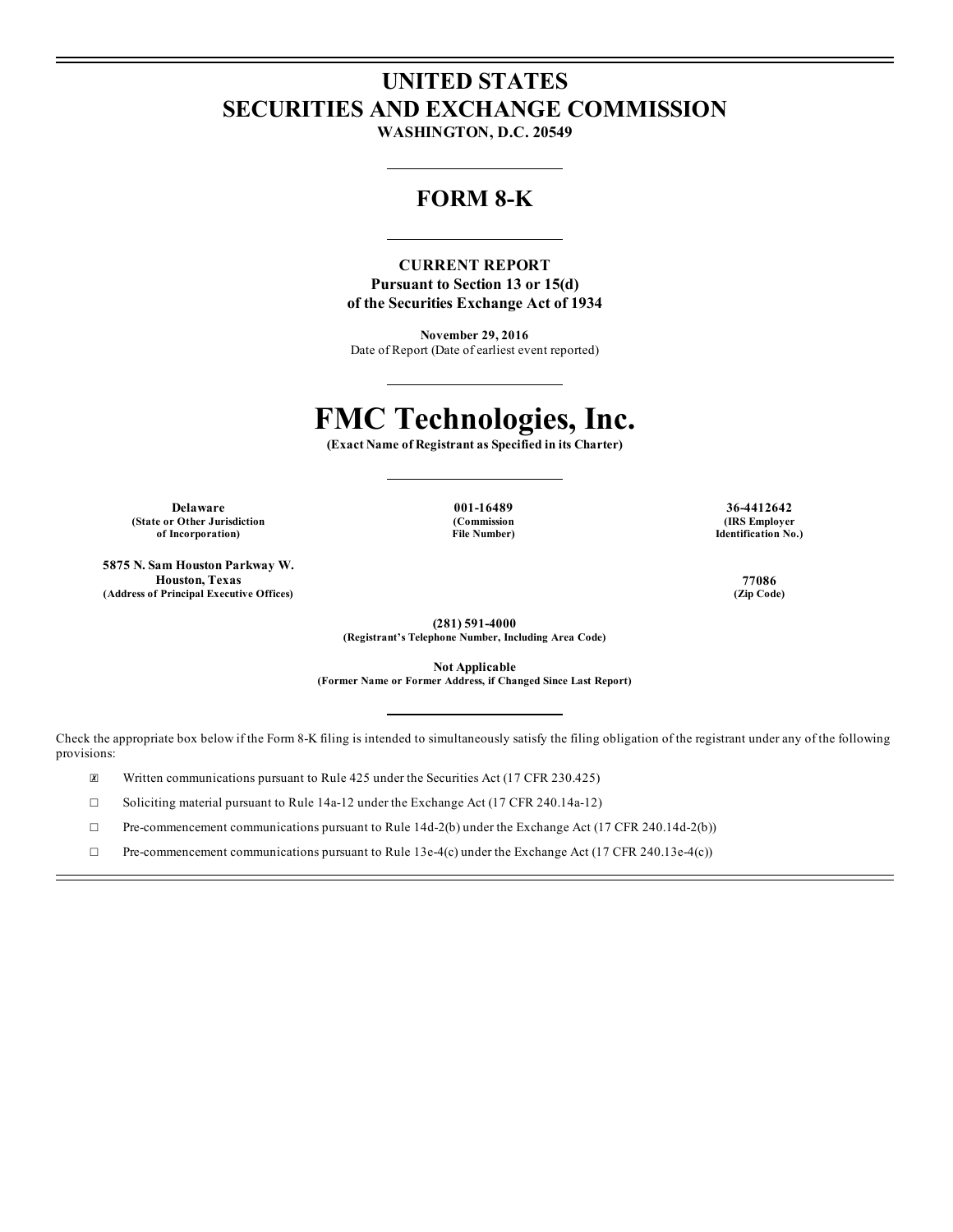# UNITED STATES
# SECURITIES AND EXCHANGE COMMISSION

**WASHINGTON, D.C. 20549**

## FORM 8-K

**CURRENT REPORT**
**Pursuant to Section 13 or 15(d)**
**of the Securities Exchange Act of 1934**

**November 29, 2016**
Date of Report (Date of earliest event reported)

# FMC Technologies, Inc.

**(Exact Name of Registrant as Specified in its Charter)**

| **Delaware** | **001-16489** | **36-4412642** |
|---|---|---|
| **(State or Other Jurisdiction of Incorporation)** | **(Commission File Number)** | **(IRS Employer Identification No.)** |

| **5875 N. Sam Houston Parkway W. Houston, Texas** | **77086** |
|---|---|
| **(Address of Principal Executive Offices)** | **(Zip Code)** |

**(281) 591-4000**
**(Registrant's Telephone Number, Including Area Code)**

**Not Applicable**
**(Former Name or Former Address, if Changed Since Last Report)**

Check the appropriate box below if the Form 8-K filing is intended to simultaneously satisfy the filing obligation of the registrant under any of the following provisions:

☒ Written communications pursuant to Rule 425 under the Securities Act (17 CFR 230.425)

☐ Soliciting material pursuant to Rule 14a-12 under the Exchange Act (17 CFR 240.14a-12)

☐ Pre-commencement communications pursuant to Rule 14d-2(b) under the Exchange Act (17 CFR 240.14d-2(b))

☐ Pre-commencement communications pursuant to Rule 13e-4(c) under the Exchange Act (17 CFR 240.13e-4(c))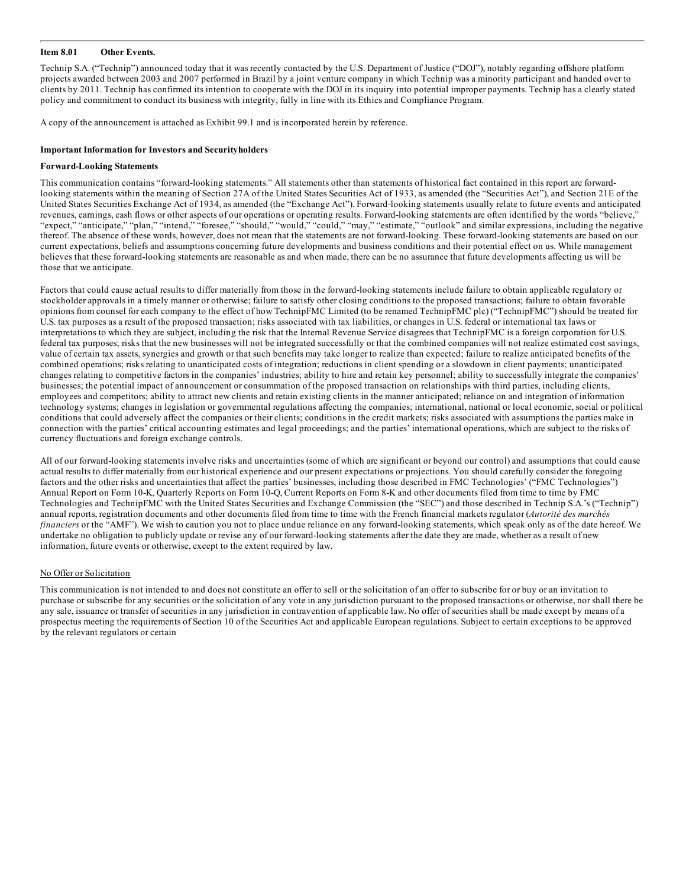### Item 8.01 Other Events.

Technip S.A. ("Technip") announced today that it was recently contacted by the U.S. Department of Justice ("DOJ"), notably regarding offshore platform projects awarded between 2003 and 2007 performed in Brazil by a joint venture company in which Technip was a minority participant and handed over to clients by 2011. Technip has confirmed its intention to cooperate with the DOJ in its inquiry into potential improper payments. Technip has a clearly stated policy and commitment to conduct its business with integrity, fully in line with its Ethics and Compliance Program.

A copy of the announcement is attached as Exhibit 99.1 and is incorporated herein by reference.

**Important Information for Investors and Securityholders**

**Forward-Looking Statements**

This communication contains "forward-looking statements." All statements other than statements of historical fact contained in this report are forward-looking statements within the meaning of Section 27A of the United States Securities Act of 1933, as amended (the "Securities Act"), and Section 21E of the United States Securities Exchange Act of 1934, as amended (the "Exchange Act"). Forward-looking statements usually relate to future events and anticipated revenues, earnings, cash flows or other aspects of our operations or operating results. Forward-looking statements are often identified by the words "believe," "expect," "anticipate," "plan," "intend," "foresee," "should," "would," "could," "may," "estimate," "outlook" and similar expressions, including the negative thereof. The absence of these words, however, does not mean that the statements are not forward-looking. These forward-looking statements are based on our current expectations, beliefs and assumptions concerning future developments and business conditions and their potential effect on us. While management believes that these forward-looking statements are reasonable as and when made, there can be no assurance that future developments affecting us will be those that we anticipate.

Factors that could cause actual results to differ materially from those in the forward-looking statements include failure to obtain applicable regulatory or stockholder approvals in a timely manner or otherwise; failure to satisfy other closing conditions to the proposed transactions; failure to obtain favorable opinions from counsel for each company to the effect of how TechnipFMC Limited (to be renamed TechnipFMC plc) ("TechnipFMC") should be treated for U.S. tax purposes as a result of the proposed transaction; risks associated with tax liabilities, or changes in U.S. federal or international tax laws or interpretations to which they are subject, including the risk that the Internal Revenue Service disagrees that TechnipFMC is a foreign corporation for U.S. federal tax purposes; risks that the new businesses will not be integrated successfully or that the combined companies will not realize estimated cost savings, value of certain tax assets, synergies and growth or that such benefits may take longer to realize than expected; failure to realize anticipated benefits of the combined operations; risks relating to unanticipated costs of integration; reductions in client spending or a slowdown in client payments; unanticipated changes relating to competitive factors in the companies' industries; ability to hire and retain key personnel; ability to successfully integrate the companies' businesses; the potential impact of announcement or consummation of the proposed transaction on relationships with third parties, including clients, employees and competitors; ability to attract new clients and retain existing clients in the manner anticipated; reliance on and integration of information technology systems; changes in legislation or governmental regulations affecting the companies; international, national or local economic, social or political conditions that could adversely affect the companies or their clients; conditions in the credit markets; risks associated with assumptions the parties make in connection with the parties' critical accounting estimates and legal proceedings; and the parties' international operations, which are subject to the risks of currency fluctuations and foreign exchange controls.

All of our forward-looking statements involve risks and uncertainties (some of which are significant or beyond our control) and assumptions that could cause actual results to differ materially from our historical experience and our present expectations or projections. You should carefully consider the foregoing factors and the other risks and uncertainties that affect the parties' businesses, including those described in FMC Technologies' ("FMC Technologies") Annual Report on Form 10-K, Quarterly Reports on Form 10-Q, Current Reports on Form 8-K and other documents filed from time to time by FMC Technologies and TechnipFMC with the United States Securities and Exchange Commission (the "SEC") and those described in Technip S.A.'s ("Technip") annual reports, registration documents and other documents filed from time to time with the French financial markets regulator (*Autorité des marchés financiers* or the "AMF"). We wish to caution you not to place undue reliance on any forward-looking statements, which speak only as of the date hereof. We undertake no obligation to publicly update or revise any of our forward-looking statements after the date they are made, whether as a result of new information, future events or otherwise, except to the extent required by law.

No Offer or Solicitation

This communication is not intended to and does not constitute an offer to sell or the solicitation of an offer to subscribe for or buy or an invitation to purchase or subscribe for any securities or the solicitation of any vote in any jurisdiction pursuant to the proposed transactions or otherwise, nor shall there be any sale, issuance or transfer of securities in any jurisdiction in contravention of applicable law. No offer of securities shall be made except by means of a prospectus meeting the requirements of Section 10 of the Securities Act and applicable European regulations. Subject to certain exceptions to be approved by the relevant regulators or certain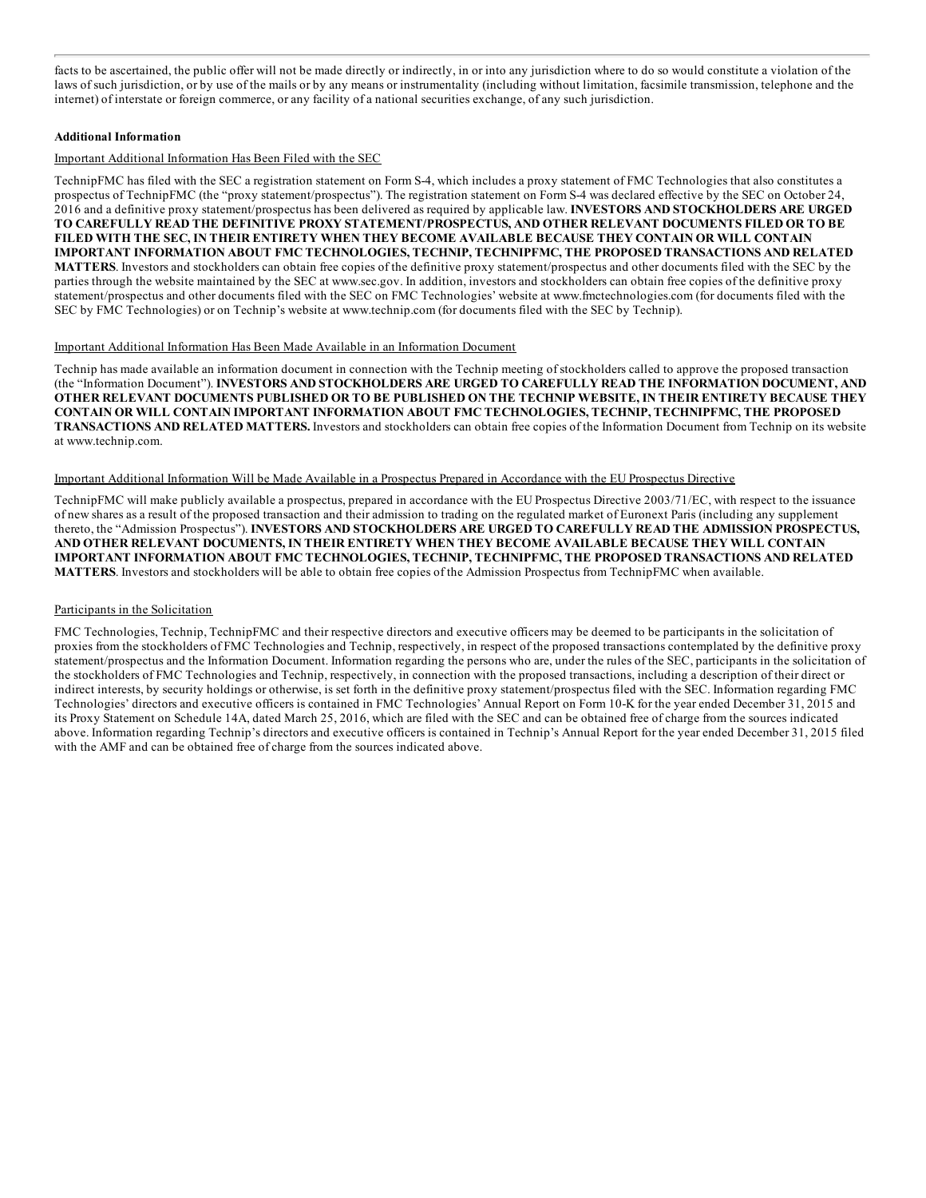facts to be ascertained, the public offer will not be made directly or indirectly, in or into any jurisdiction where to do so would constitute a violation of the laws of such jurisdiction, or by use of the mails or by any means or instrumentality (including without limitation, facsimile transmission, telephone and the internet) of interstate or foreign commerce, or any facility of a national securities exchange, of any such jurisdiction.

**Additional Information**

Important Additional Information Has Been Filed with the SEC

TechnipFMC has filed with the SEC a registration statement on Form S-4, which includes a proxy statement of FMC Technologies that also constitutes a prospectus of TechnipFMC (the "proxy statement/prospectus"). The registration statement on Form S-4 was declared effective by the SEC on October 24, 2016 and a definitive proxy statement/prospectus has been delivered as required by applicable law. **INVESTORS AND STOCKHOLDERS ARE URGED TO CAREFULLY READ THE DEFINITIVE PROXY STATEMENT/PROSPECTUS, AND OTHER RELEVANT DOCUMENTS FILED OR TO BE FILED WITH THE SEC, IN THEIR ENTIRETY WHEN THEY BECOME AVAILABLE BECAUSE THEY CONTAIN OR WILL CONTAIN IMPORTANT INFORMATION ABOUT FMC TECHNOLOGIES, TECHNIP, TECHNIPFMC, THE PROPOSED TRANSACTIONS AND RELATED MATTERS**. Investors and stockholders can obtain free copies of the definitive proxy statement/prospectus and other documents filed with the SEC by the parties through the website maintained by the SEC at www.sec.gov. In addition, investors and stockholders can obtain free copies of the definitive proxy statement/prospectus and other documents filed with the SEC on FMC Technologies' website at www.fmctechnologies.com (for documents filed with the SEC by FMC Technologies) or on Technip's website at www.technip.com (for documents filed with the SEC by Technip).

Important Additional Information Has Been Made Available in an Information Document

Technip has made available an information document in connection with the Technip meeting of stockholders called to approve the proposed transaction (the "Information Document"). **INVESTORS AND STOCKHOLDERS ARE URGED TO CAREFULLY READ THE INFORMATION DOCUMENT, AND OTHER RELEVANT DOCUMENTS PUBLISHED OR TO BE PUBLISHED ON THE TECHNIP WEBSITE, IN THEIR ENTIRETY BECAUSE THEY CONTAIN OR WILL CONTAIN IMPORTANT INFORMATION ABOUT FMC TECHNOLOGIES, TECHNIP, TECHNIPFMC, THE PROPOSED TRANSACTIONS AND RELATED MATTERS.** Investors and stockholders can obtain free copies of the Information Document from Technip on its website at www.technip.com.

Important Additional Information Will be Made Available in a Prospectus Prepared in Accordance with the EU Prospectus Directive

TechnipFMC will make publicly available a prospectus, prepared in accordance with the EU Prospectus Directive 2003/71/EC, with respect to the issuance of new shares as a result of the proposed transaction and their admission to trading on the regulated market of Euronext Paris (including any supplement thereto, the "Admission Prospectus"). **INVESTORS AND STOCKHOLDERS ARE URGED TO CAREFULLY READ THE ADMISSION PROSPECTUS, AND OTHER RELEVANT DOCUMENTS, IN THEIR ENTIRETY WHEN THEY BECOME AVAILABLE BECAUSE THEY WILL CONTAIN IMPORTANT INFORMATION ABOUT FMC TECHNOLOGIES, TECHNIP, TECHNIPFMC, THE PROPOSED TRANSACTIONS AND RELATED MATTERS**. Investors and stockholders will be able to obtain free copies of the Admission Prospectus from TechnipFMC when available.

Participants in the Solicitation

FMC Technologies, Technip, TechnipFMC and their respective directors and executive officers may be deemed to be participants in the solicitation of proxies from the stockholders of FMC Technologies and Technip, respectively, in respect of the proposed transactions contemplated by the definitive proxy statement/prospectus and the Information Document. Information regarding the persons who are, under the rules of the SEC, participants in the solicitation of the stockholders of FMC Technologies and Technip, respectively, in connection with the proposed transactions, including a description of their direct or indirect interests, by security holdings or otherwise, is set forth in the definitive proxy statement/prospectus filed with the SEC. Information regarding FMC Technologies' directors and executive officers is contained in FMC Technologies' Annual Report on Form 10-K for the year ended December 31, 2015 and its Proxy Statement on Schedule 14A, dated March 25, 2016, which are filed with the SEC and can be obtained free of charge from the sources indicated above. Information regarding Technip's directors and executive officers is contained in Technip's Annual Report for the year ended December 31, 2015 filed with the AMF and can be obtained free of charge from the sources indicated above.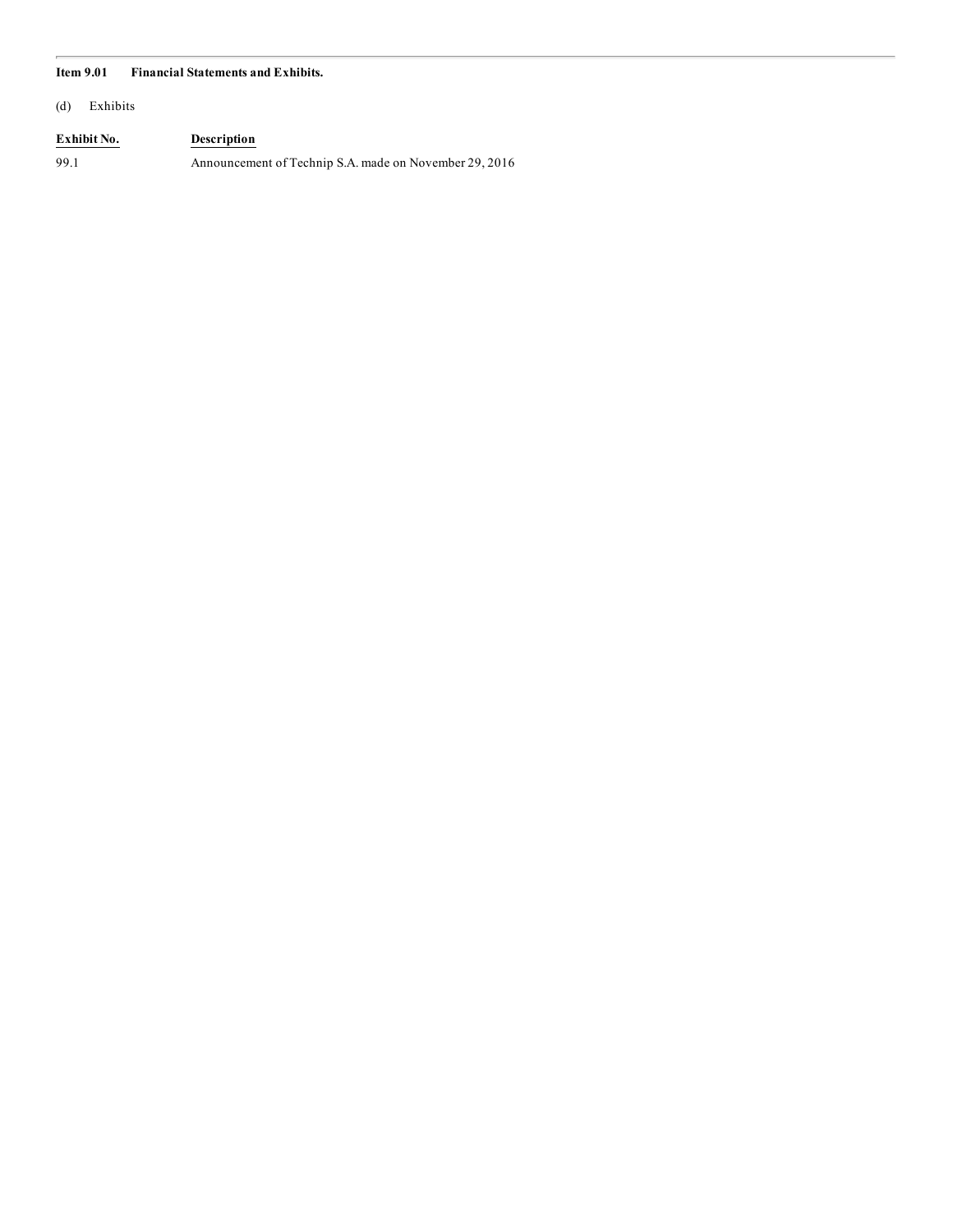**Item 9.01 Financial Statements and Exhibits.**

(d) Exhibits

| Exhibit No. | Description |
| --- | --- |
| 99.1 | Announcement of Technip S.A. made on November 29, 2016 |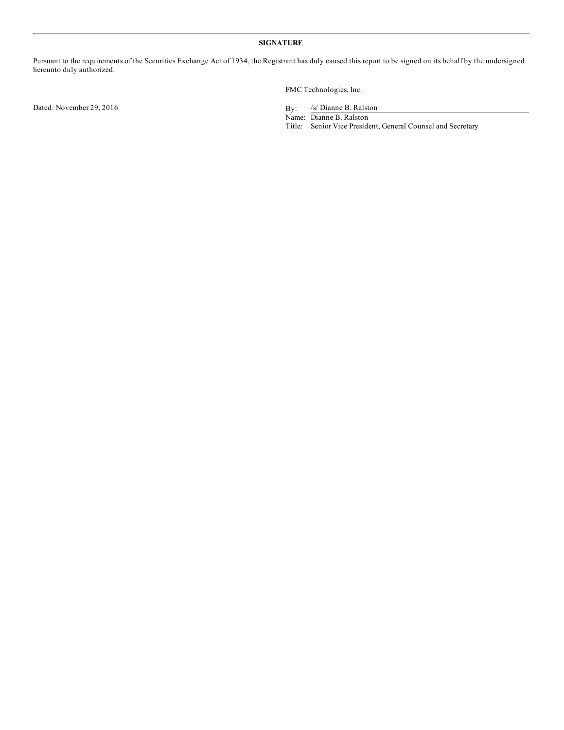## SIGNATURE

Pursuant to the requirements of the Securities Exchange Act of 1934, the Registrant has duly caused this report to be signed on its behalf by the undersigned hereunto duly authorized.

FMC Technologies, Inc.

Dated: November 29, 2016

By: /s/ Dianne B. Ralston
Name: Dianne B. Ralston
Title: Senior Vice President, General Counsel and Secretary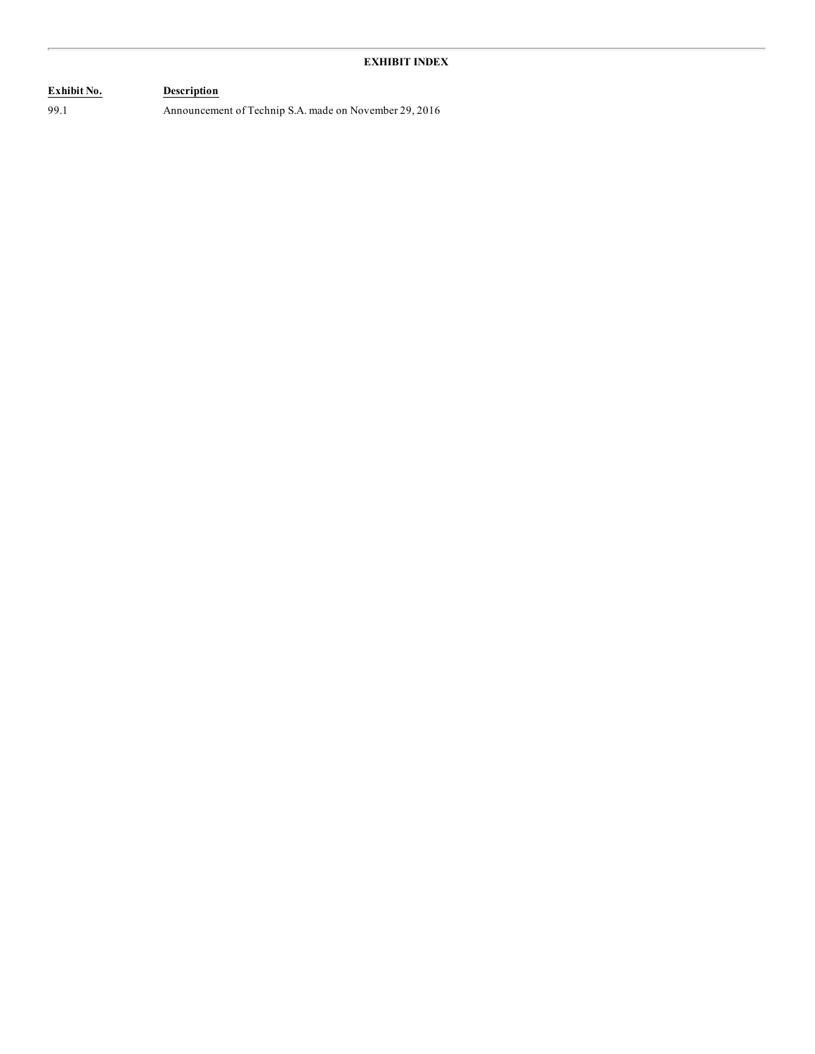## EXHIBIT INDEX

| Exhibit No. | Description |
|---|---|
| 99.1 | Announcement of Technip S.A. made on November 29, 2016 |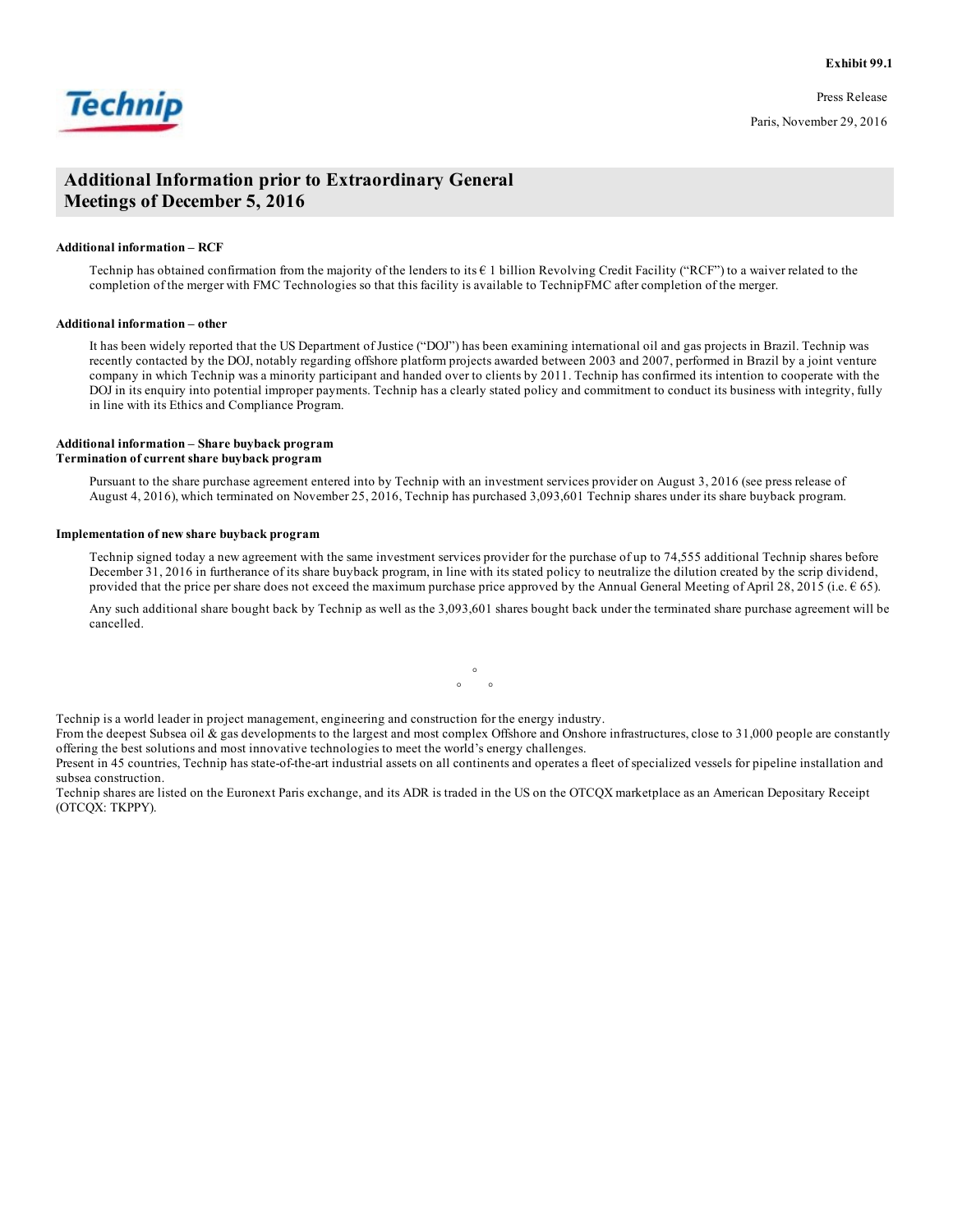**Exhibit 99.1**

Technip

Press Release

Paris, November 29, 2016

# Additional Information prior to Extraordinary General Meetings of December 5, 2016

**Additional information – RCF**

Technip has obtained confirmation from the majority of the lenders to its € 1 billion Revolving Credit Facility (“RCF”) to a waiver related to the completion of the merger with FMC Technologies so that this facility is available to TechnipFMC after completion of the merger.

**Additional information – other**

It has been widely reported that the US Department of Justice (“DOJ”) has been examining international oil and gas projects in Brazil. Technip was recently contacted by the DOJ, notably regarding offshore platform projects awarded between 2003 and 2007, performed in Brazil by a joint venture company in which Technip was a minority participant and handed over to clients by 2011. Technip has confirmed its intention to cooperate with the DOJ in its enquiry into potential improper payments. Technip has a clearly stated policy and commitment to conduct its business with integrity, fully in line with its Ethics and Compliance Program.

**Additional information – Share buyback program**
**Termination of current share buyback program**

Pursuant to the share purchase agreement entered into by Technip with an investment services provider on August 3, 2016 (see press release of August 4, 2016), which terminated on November 25, 2016, Technip has purchased 3,093,601 Technip shares under its share buyback program.

**Implementation of new share buyback program**

Technip signed today a new agreement with the same investment services provider for the purchase of up to 74,555 additional Technip shares before December 31, 2016 in furtherance of its share buyback program, in line with its stated policy to neutralize the dilution created by the scrip dividend, provided that the price per share does not exceed the maximum purchase price approved by the Annual General Meeting of April 28, 2015 (i.e. € 65).

Any such additional share bought back by Technip as well as the 3,093,601 shares bought back under the terminated share purchase agreement will be cancelled.

°
° °

Technip is a world leader in project management, engineering and construction for the energy industry.
From the deepest Subsea oil & gas developments to the largest and most complex Offshore and Onshore infrastructures, close to 31,000 people are constantly offering the best solutions and most innovative technologies to meet the world’s energy challenges.
Present in 45 countries, Technip has state-of-the-art industrial assets on all continents and operates a fleet of specialized vessels for pipeline installation and subsea construction.
Technip shares are listed on the Euronext Paris exchange, and its ADR is traded in the US on the OTCQX marketplace as an American Depositary Receipt (OTCQX: TKPPY).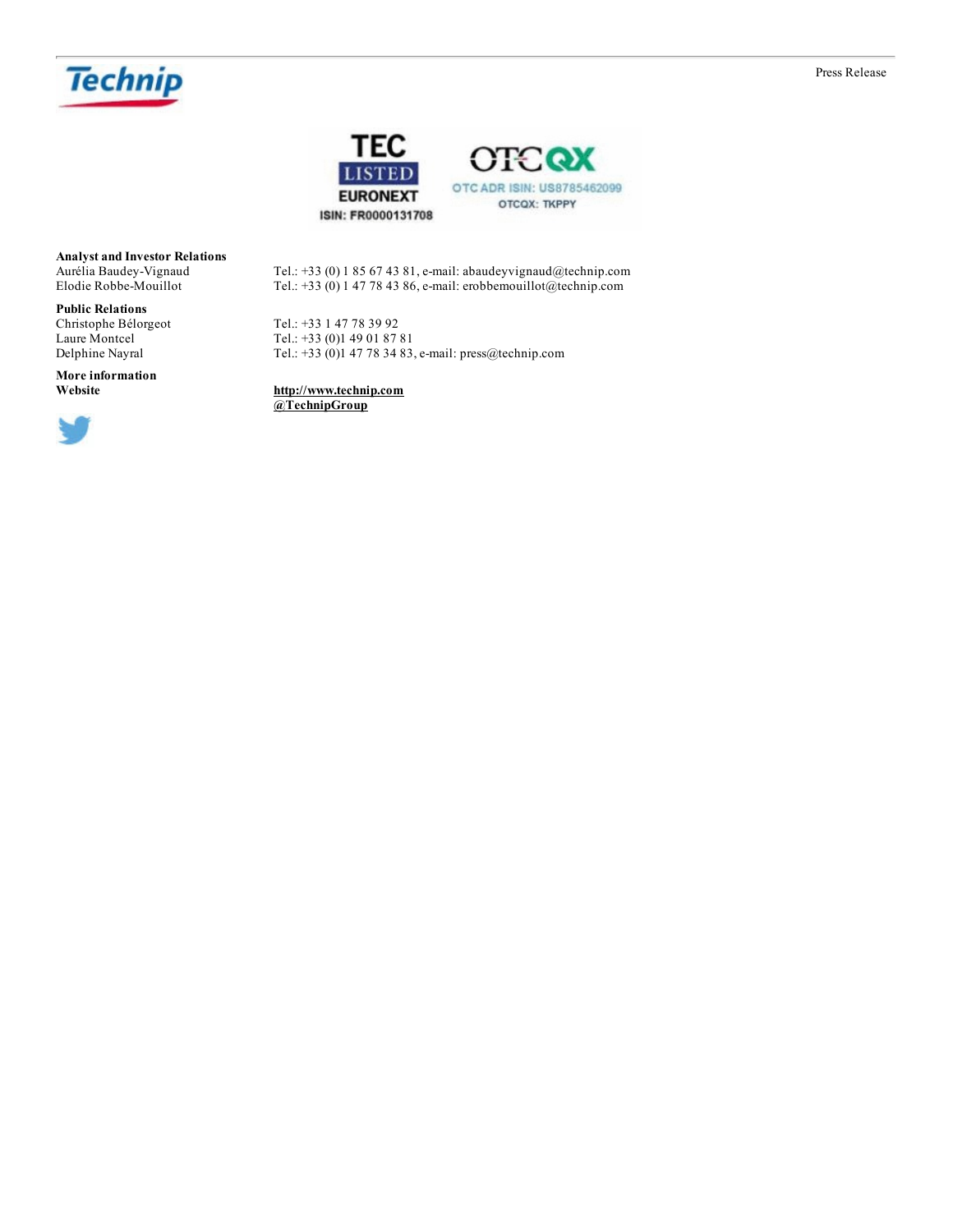TEC LISTED EURONEXT
ISIN: FR0000131708

OTC ADR ISIN: US8785462099
OTCQX: TKPPY

**Analyst and Investor Relations**

| | |
|---|---|
| Aurélia Baudey-Vignaud | Tel.: +33 (0) 1 85 67 43 81, e-mail: abaudeyvignaud@technip.com |
| Elodie Robbe-Mouillot | Tel.: +33 (0) 1 47 78 43 86, e-mail: erobbemouillot@technip.com |

**Public Relations**

| | |
|---|---|
| Christophe Bélorgeot | Tel.: +33 1 47 78 39 92 |
| Laure Montcel | Tel.: +33 (0)1 49 01 87 81 |
| Delphine Nayral | Tel.: +33 (0)1 47 78 34 83, e-mail: press@technip.com |

**More information**

**Website** **http://www.technip.com**

**@TechnipGroup**